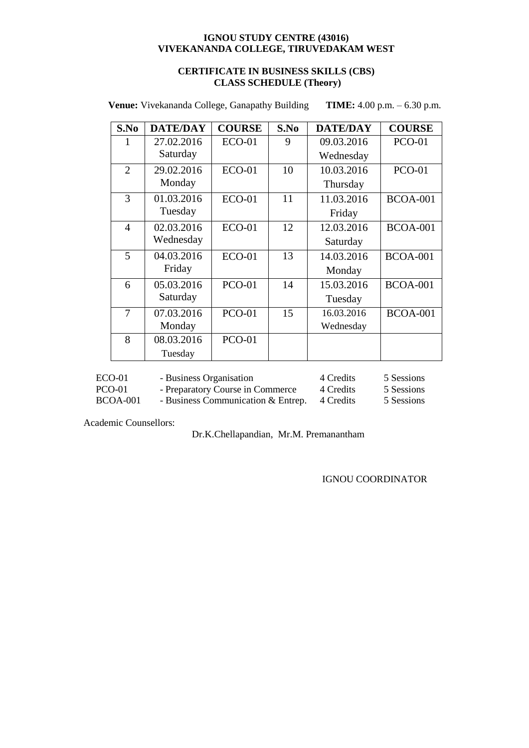**IGNOU STUDY CENTRE (43016)**
**VIVEKANANDA COLLEGE, TIRUVEDAKAM WEST**

**CERTIFICATE IN BUSINESS SKILLS (CBS)**
**CLASS SCHEDULE (Theory)**

**Venue:** Vivekananda College, Ganapathy Building **TIME:** 4.00 p.m. – 6.30 p.m.

| S.No | DATE/DAY | COURSE | S.No | DATE/DAY | COURSE |
|---|---|---|---|---|---|
| 1 | 27.02.2016 Saturday | ECO-01 | 9 | 09.03.2016 Wednesday | PCO-01 |
| 2 | 29.02.2016 Monday | ECO-01 | 10 | 10.03.2016 Thursday | PCO-01 |
| 3 | 01.03.2016 Tuesday | ECO-01 | 11 | 11.03.2016 Friday | BCOA-001 |
| 4 | 02.03.2016 Wednesday | ECO-01 | 12 | 12.03.2016 Saturday | BCOA-001 |
| 5 | 04.03.2016 Friday | ECO-01 | 13 | 14.03.2016 Monday | BCOA-001 |
| 6 | 05.03.2016 Saturday | PCO-01 | 14 | 15.03.2016 Tuesday | BCOA-001 |
| 7 | 07.03.2016 Monday | PCO-01 | 15 | 16.03.2016 Wednesday | BCOA-001 |
| 8 | 08.03.2016 Tuesday | PCO-01 | | | |

| | | | |
|---|---|---|---|
| ECO-01 | - Business Organisation | 4 Credits | 5 Sessions |
| PCO-01 | - Preparatory Course in Commerce | 4 Credits | 5 Sessions |
| BCOA-001 | - Business Communication & Entrep. | 4 Credits | 5 Sessions |

Academic Counsellors:

Dr.K.Chellapandian, Mr.M. Premanantham

IGNOU COORDINATOR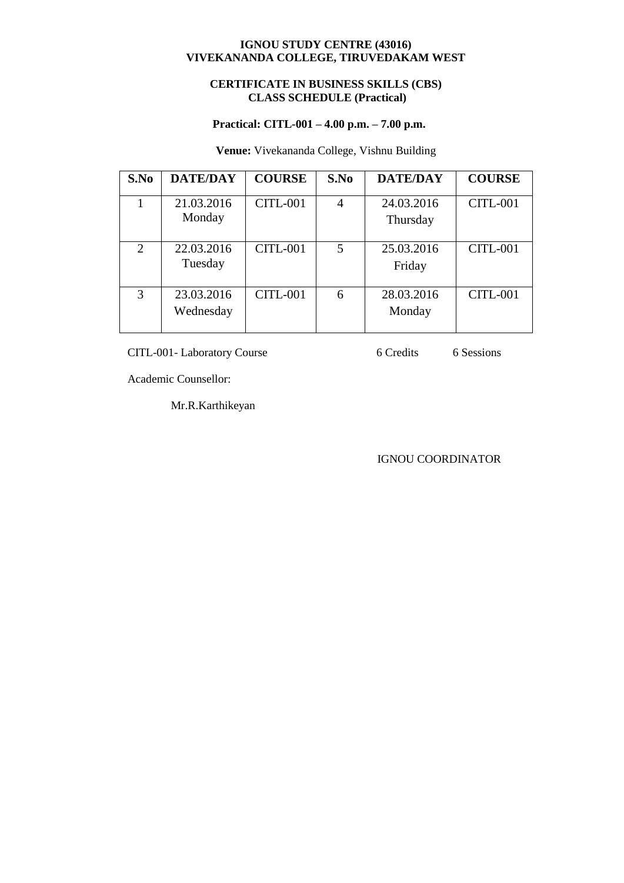**IGNOU STUDY CENTRE (43016)**
**VIVEKANANDA COLLEGE, TIRUVEDAKAM WEST**

**CERTIFICATE IN BUSINESS SKILLS (CBS)**
**CLASS SCHEDULE (Practical)**

**Practical: CITL-001 – 4.00 p.m. – 7.00 p.m.**

**Venue:** Vivekananda College, Vishnu Building

| S.No | DATE/DAY | COURSE | S.No | DATE/DAY | COURSE |
|---|---|---|---|---|---|
| 1 | 21.03.2016 Monday | CITL-001 | 4 | 24.03.2016 Thursday | CITL-001 |
| 2 | 22.03.2016 Tuesday | CITL-001 | 5 | 25.03.2016 Friday | CITL-001 |
| 3 | 23.03.2016 Wednesday | CITL-001 | 6 | 28.03.2016 Monday | CITL-001 |

CITL-001- Laboratory Course 6 Credits 6 Sessions

Academic Counsellor:

Mr.R.Karthikeyan

IGNOU COORDINATOR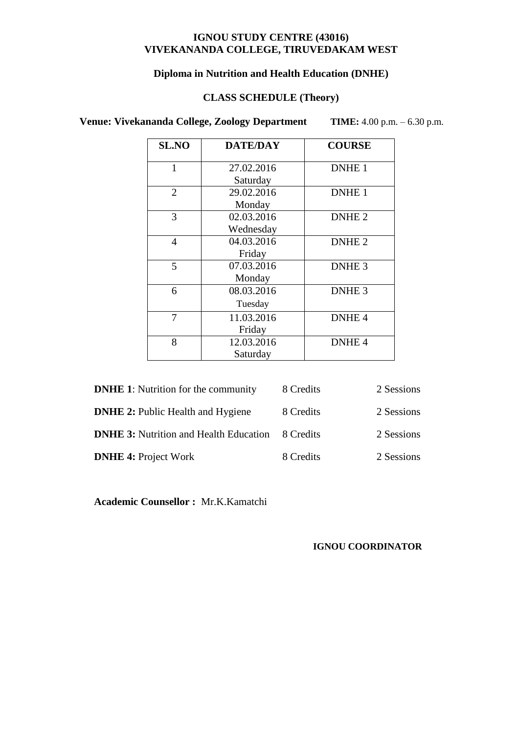**IGNOU STUDY CENTRE (43016)**
**VIVEKANANDA COLLEGE, TIRUVEDAKAM WEST**

**Diploma in Nutrition and Health Education (DNHE)**

**CLASS SCHEDULE (Theory)**

**Venue: Vivekananda College, Zoology Department** **TIME:** 4.00 p.m. – 6.30 p.m.

| SL.NO | DATE/DAY | COURSE |
|---|---|---|
| 1 | 27.02.2016 Saturday | DNHE 1 |
| 2 | 29.02.2016 Monday | DNHE 1 |
| 3 | 02.03.2016 Wednesday | DNHE 2 |
| 4 | 04.03.2016 Friday | DNHE 2 |
| 5 | 07.03.2016 Monday | DNHE 3 |
| 6 | 08.03.2016 Tuesday | DNHE 3 |
| 7 | 11.03.2016 Friday | DNHE 4 |
| 8 | 12.03.2016 Saturday | DNHE 4 |

| | | |
|---|---|---|
| **DNHE 1**: Nutrition for the community | 8 Credits | 2 Sessions |
| **DNHE 2:** Public Health and Hygiene | 8 Credits | 2 Sessions |
| **DNHE 3:** Nutrition and Health Education | 8 Credits | 2 Sessions |
| **DNHE 4:** Project Work | 8 Credits | 2 Sessions |

**Academic Counsellor :** Mr.K.Kamatchi

**IGNOU COORDINATOR**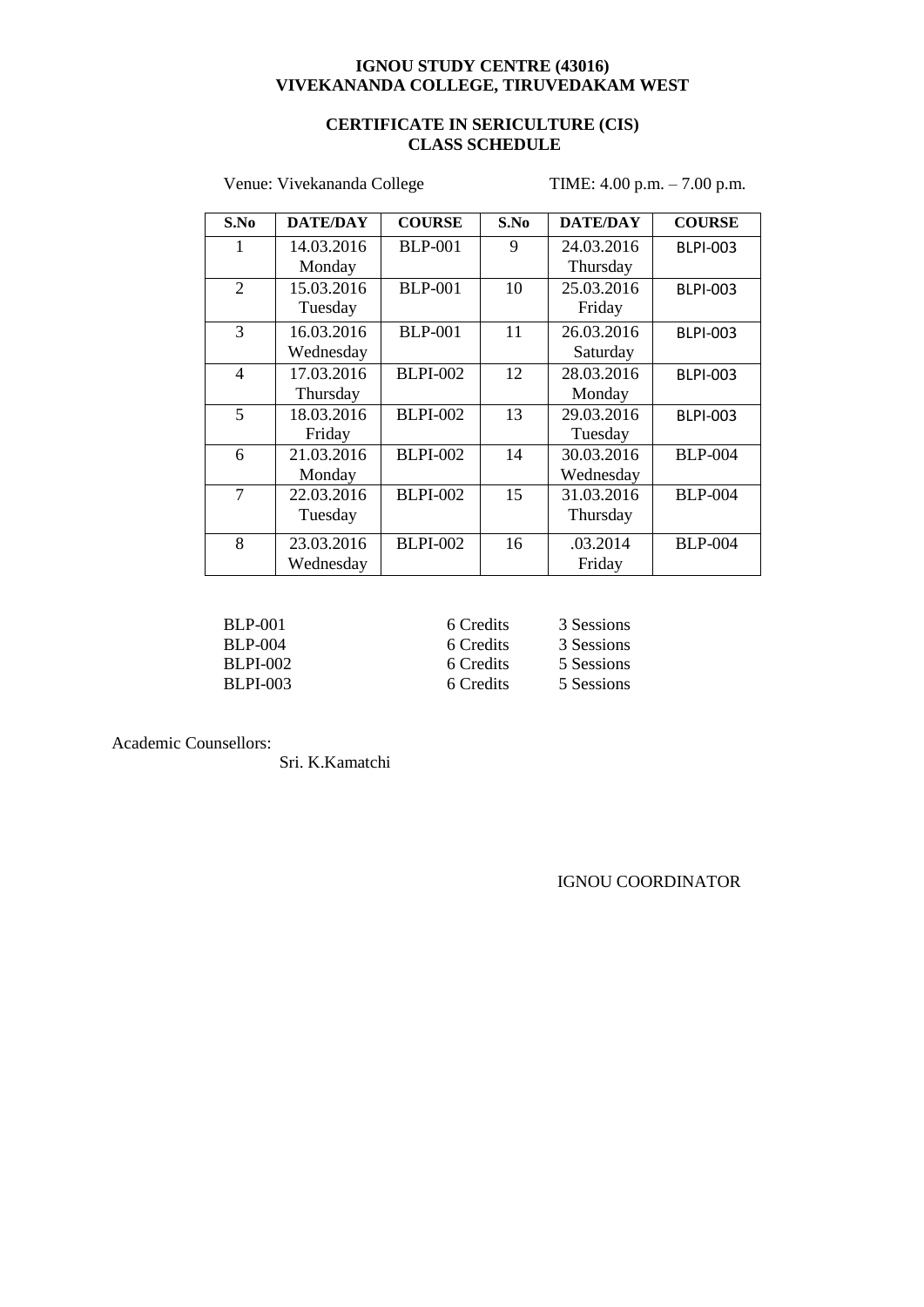**IGNOU STUDY CENTRE (43016)**
**VIVEKANANDA COLLEGE, TIRUVEDAKAM WEST**

**CERTIFICATE IN SERICULTURE (CIS)**
**CLASS SCHEDULE**

Venue: Vivekananda College TIME: 4.00 p.m. – 7.00 p.m.

| S.No | DATE/DAY | COURSE | S.No | DATE/DAY | COURSE |
|---|---|---|---|---|---|
| 1 | 14.03.2016 Monday | BLP-001 | 9 | 24.03.2016 Thursday | BLPI-003 |
| 2 | 15.03.2016 Tuesday | BLP-001 | 10 | 25.03.2016 Friday | BLPI-003 |
| 3 | 16.03.2016 Wednesday | BLP-001 | 11 | 26.03.2016 Saturday | BLPI-003 |
| 4 | 17.03.2016 Thursday | BLPI-002 | 12 | 28.03.2016 Monday | BLPI-003 |
| 5 | 18.03.2016 Friday | BLPI-002 | 13 | 29.03.2016 Tuesday | BLPI-003 |
| 6 | 21.03.2016 Monday | BLPI-002 | 14 | 30.03.2016 Wednesday | BLP-004 |
| 7 | 22.03.2016 Tuesday | BLPI-002 | 15 | 31.03.2016 Thursday | BLP-004 |
| 8 | 23.03.2016 Wednesday | BLPI-002 | 16 | .03.2014 Friday | BLP-004 |

| | | |
|---|---|---|
| BLP-001 | 6 Credits | 3 Sessions |
| BLP-004 | 6 Credits | 3 Sessions |
| BLPI-002 | 6 Credits | 5 Sessions |
| BLPI-003 | 6 Credits | 5 Sessions |

Academic Counsellors:

Sri. K.Kamatchi

IGNOU COORDINATOR